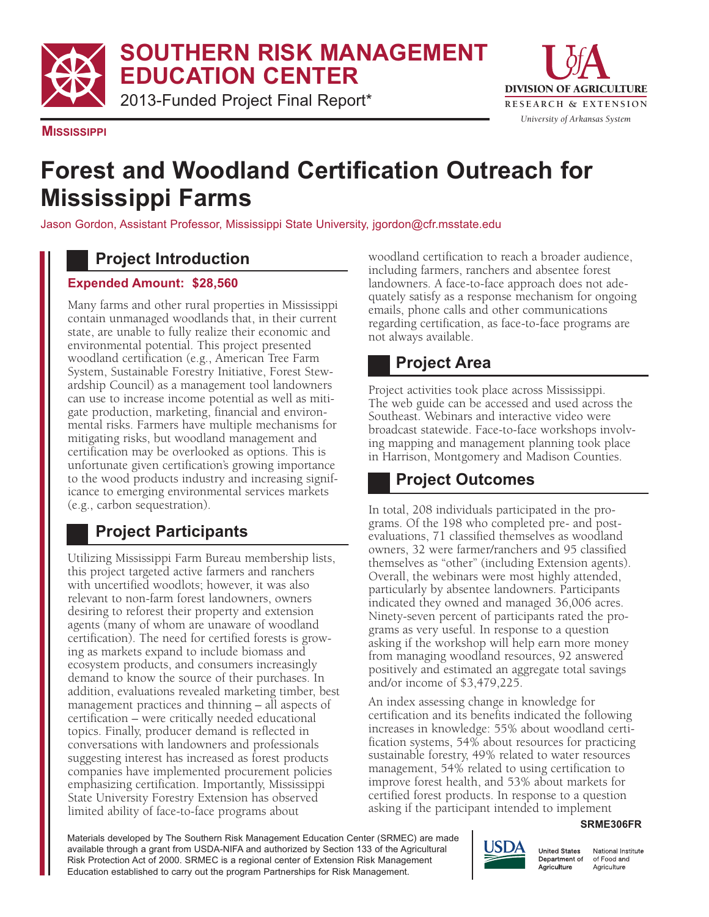# SOUTHERN RISK MANAGEMENT EDUCATION CENTER

2013-Funded Project Final Report*

**MISSISSIPPI**

# Forest and Woodland Certification Outreach for Mississippi Farms

Jason Gordon, Assistant Professor, Mississippi State University, jgordon@cfr.msstate.edu

## Project Introduction

**Expended Amount: $28,560**

Many farms and other rural properties in Mississippi contain unmanaged woodlands that, in their current state, are unable to fully realize their economic and environmental potential. This project presented woodland certification (e.g., American Tree Farm System, Sustainable Forestry Initiative, Forest Stewardship Council) as a management tool landowners can use to increase income potential as well as mitigate production, marketing, financial and environmental risks. Farmers have multiple mechanisms for mitigating risks, but woodland management and certification may be overlooked as options. This is unfortunate given certification's growing importance to the wood products industry and increasing significance to emerging environmental services markets (e.g., carbon sequestration).

## Project Participants

Utilizing Mississippi Farm Bureau membership lists, this project targeted active farmers and ranchers with uncertified woodlots; however, it was also relevant to non-farm forest landowners, owners desiring to reforest their property and extension agents (many of whom are unaware of woodland certification). The need for certified forests is growing as markets expand to include biomass and ecosystem products, and consumers increasingly demand to know the source of their purchases. In addition, evaluations revealed marketing timber, best management practices and thinning – all aspects of certification – were critically needed educational topics. Finally, producer demand is reflected in conversations with landowners and professionals suggesting interest has increased as forest products companies have implemented procurement policies emphasizing certification. Importantly, Mississippi State University Forestry Extension has observed limited ability of face-to-face programs about woodland certification to reach a broader audience, including farmers, ranchers and absentee forest landowners. A face-to-face approach does not adequately satisfy as a response mechanism for ongoing emails, phone calls and other communications regarding certification, as face-to-face programs are not always available.

## Project Area

Project activities took place across Mississippi. The web guide can be accessed and used across the Southeast. Webinars and interactive video were broadcast statewide. Face-to-face workshops involving mapping and management planning took place in Harrison, Montgomery and Madison Counties.

## Project Outcomes

In total, 208 individuals participated in the programs. Of the 198 who completed pre- and post-evaluations, 71 classified themselves as woodland owners, 32 were farmer/ranchers and 95 classified themselves as "other" (including Extension agents). Overall, the webinars were most highly attended, particularly by absentee landowners. Participants indicated they owned and managed 36,006 acres. Ninety-seven percent of participants rated the programs as very useful. In response to a question asking if the workshop will help earn more money from managing woodland resources, 92 answered positively and estimated an aggregate total savings and/or income of $3,479,225.

An index assessing change in knowledge for certification and its benefits indicated the following increases in knowledge: 55% about woodland certification systems, 54% about resources for practicing sustainable forestry, 49% related to water resources management, 54% related to using certification to improve forest health, and 53% about markets for certified forest products. In response to a question asking if the participant intended to implement

SRME306FR

Materials developed by The Southern Risk Management Education Center (SRMEC) are made available through a grant from USDA-NIFA and authorized by Section 133 of the Agricultural Risk Protection Act of 2000. SRMEC is a regional center of Extension Risk Management Education established to carry out the program Partnerships for Risk Management.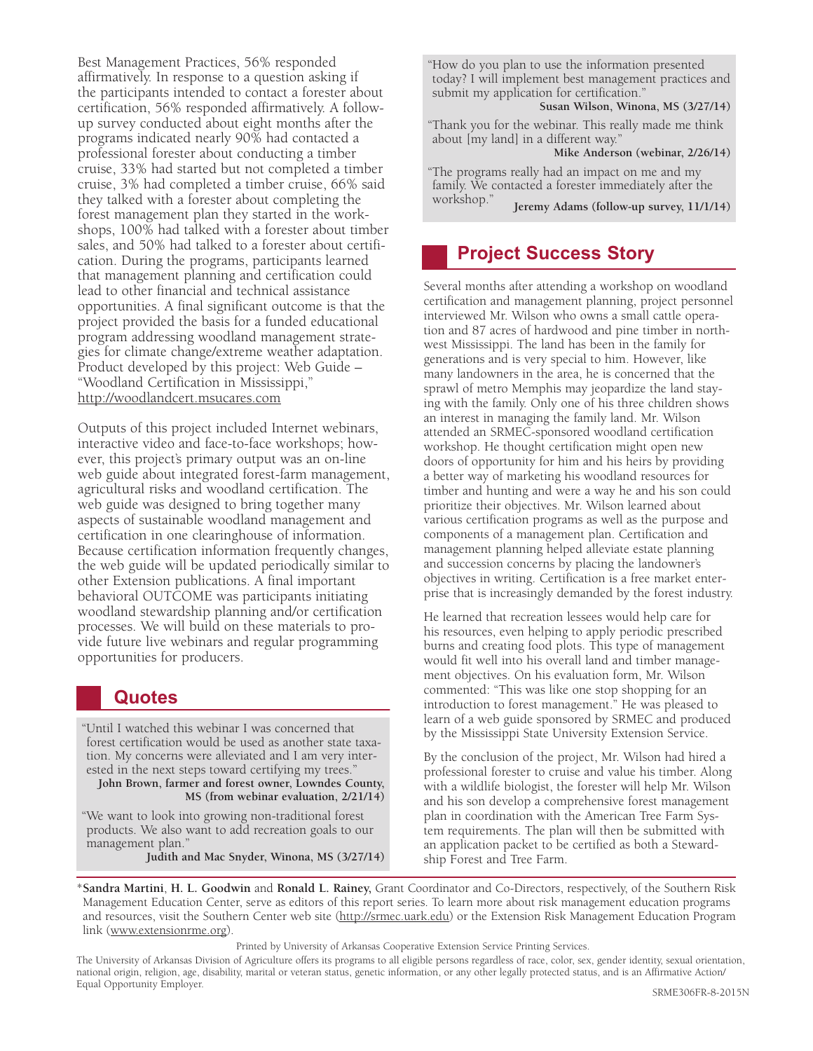Best Management Practices, 56% responded affirmatively. In response to a question asking if the participants intended to contact a forester about certification, 56% responded affirmatively. A follow-up survey conducted about eight months after the programs indicated nearly 90% had contacted a professional forester about conducting a timber cruise, 33% had started but not completed a timber cruise, 3% had completed a timber cruise, 66% said they talked with a forester about completing the forest management plan they started in the workshops, 100% had talked with a forester about timber sales, and 50% had talked to a forester about certification. During the programs, participants learned that management planning and certification could lead to other financial and technical assistance opportunities. A final significant outcome is that the project provided the basis for a funded educational program addressing woodland management strategies for climate change/extreme weather adaptation. Product developed by this project: Web Guide – "Woodland Certification in Mississippi," http://woodlandcert.msucares.com

Outputs of this project included Internet webinars, interactive video and face-to-face workshops; however, this project's primary output was an on-line web guide about integrated forest-farm management, agricultural risks and woodland certification. The web guide was designed to bring together many aspects of sustainable woodland management and certification in one clearinghouse of information. Because certification information frequently changes, the web guide will be updated periodically similar to other Extension publications. A final important behavioral OUTCOME was participants initiating woodland stewardship planning and/or certification processes. We will build on these materials to provide future live webinars and regular programming opportunities for producers.

## Quotes

"Until I watched this webinar I was concerned that forest certification would be used as another state taxation. My concerns were alleviated and I am very interested in the next steps toward certifying my trees."

**John Brown, farmer and forest owner, Lowndes County, MS (from webinar evaluation, 2/21/14)**

"We want to look into growing non-traditional forest products. We also want to add recreation goals to our management plan."

**Judith and Mac Snyder, Winona, MS (3/27/14)**

"How do you plan to use the information presented today? I will implement best management practices and submit my application for certification."

**Susan Wilson, Winona, MS (3/27/14)**

"Thank you for the webinar. This really made me think about [my land] in a different way."

**Mike Anderson (webinar, 2/26/14)**

"The programs really had an impact on me and my family. We contacted a forester immediately after the workshop."

**Jeremy Adams (follow-up survey, 11/1/14)**

## Project Success Story

Several months after attending a workshop on woodland certification and management planning, project personnel interviewed Mr. Wilson who owns a small cattle operation and 87 acres of hardwood and pine timber in northwest Mississippi. The land has been in the family for generations and is very special to him. However, like many landowners in the area, he is concerned that the sprawl of metro Memphis may jeopardize the land staying with the family. Only one of his three children shows an interest in managing the family land. Mr. Wilson attended an SRMEC-sponsored woodland certification workshop. He thought certification might open new doors of opportunity for him and his heirs by providing a better way of marketing his woodland resources for timber and hunting and were a way he and his son could prioritize their objectives. Mr. Wilson learned about various certification programs as well as the purpose and components of a management plan. Certification and management planning helped alleviate estate planning and succession concerns by placing the landowner's objectives in writing. Certification is a free market enterprise that is increasingly demanded by the forest industry.

He learned that recreation lessees would help care for his resources, even helping to apply periodic prescribed burns and creating food plots. This type of management would fit well into his overall land and timber management objectives. On his evaluation form, Mr. Wilson commented: "This was like one stop shopping for an introduction to forest management." He was pleased to learn of a web guide sponsored by SRMEC and produced by the Mississippi State University Extension Service.

By the conclusion of the project, Mr. Wilson had hired a professional forester to cruise and value his timber. Along with a wildlife biologist, the forester will help Mr. Wilson and his son develop a comprehensive forest management plan in coordination with the American Tree Farm System requirements. The plan will then be submitted with an application packet to be certified as both a Stewardship Forest and Tree Farm.

---

*​**Sandra Martini**, **H. L. Goodwin** and **Ronald L. Rainey**, Grant Coordinator and Co-Directors, respectively, of the Southern Risk Management Education Center, serve as editors of this report series. To learn more about risk management education programs and resources, visit the Southern Center web site (http://srmec.uark.edu) or the Extension Risk Management Education Program link (www.extensionrme.org).

Printed by University of Arkansas Cooperative Extension Service Printing Services.

The University of Arkansas Division of Agriculture offers its programs to all eligible persons regardless of race, color, sex, gender identity, sexual orientation, national origin, religion, age, disability, marital or veteran status, genetic information, or any other legally protected status, and is an Affirmative Action/Equal Opportunity Employer.

SRME306FR-8-2015N